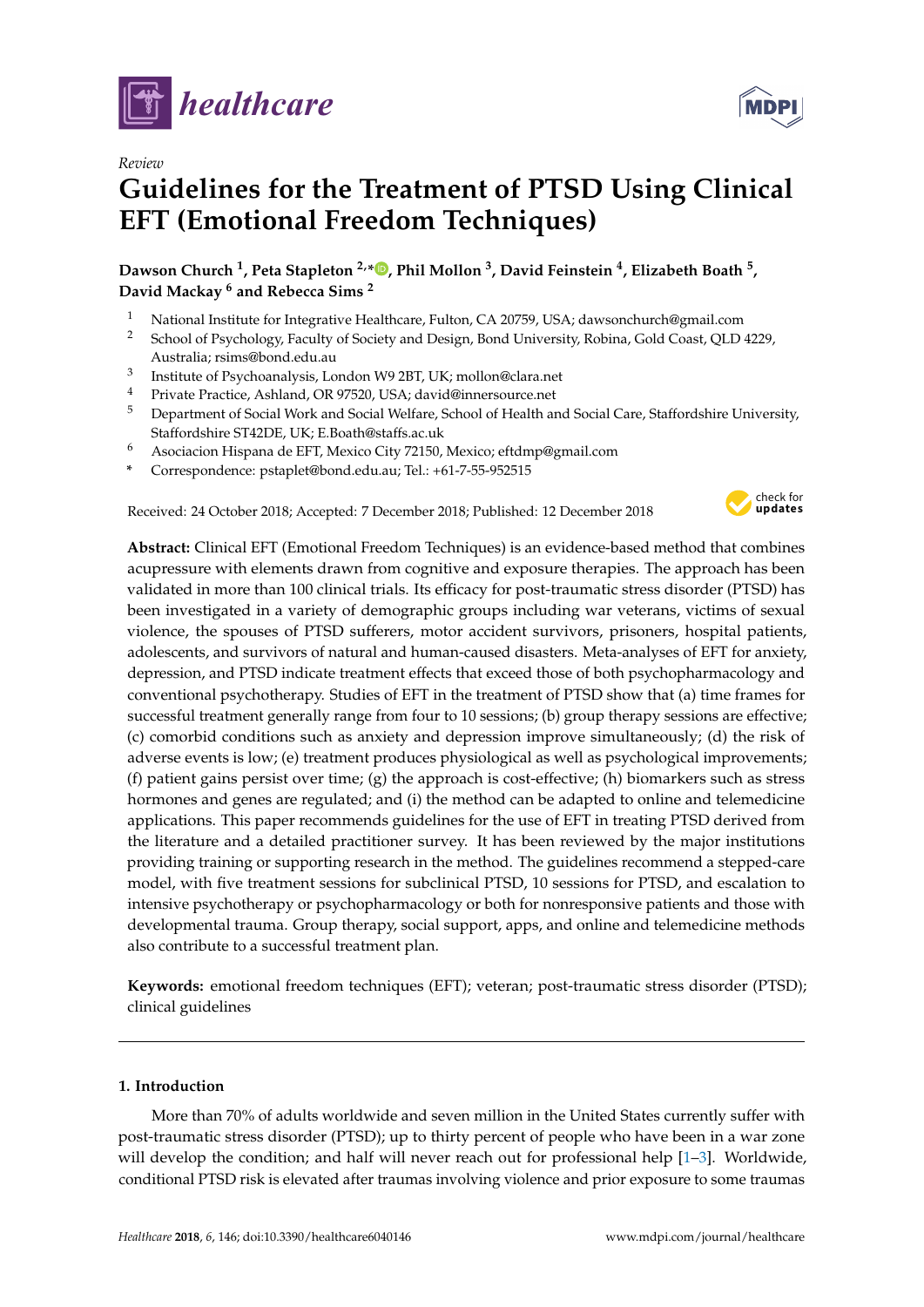*healthcare*

Review

# Guidelines for the Treatment of PTSD Using Clinical EFT (Emotional Freedom Techniques)

**Dawson Church [1], Peta Stapleton [2,*], Phil Mollon [3], David Feinstein [4], Elizabeth Boath [5], David Mackay [6] and Rebecca Sims [2]**

[1] National Institute for Integrative Healthcare, Fulton, CA 20759, USA; dawsonchurch@gmail.com
[2] School of Psychology, Faculty of Society and Design, Bond University, Robina, Gold Coast, QLD 4229, Australia; rsims@bond.edu.au
[3] Institute of Psychoanalysis, London W9 2BT, UK; mollon@clara.net
[4] Private Practice, Ashland, OR 97520, USA; david@innersource.net
[5] Department of Social Work and Social Welfare, School of Health and Social Care, Staffordshire University, Staffordshire ST42DE, UK; E.Boath@staffs.ac.uk
[6] Asociacion Hispana de EFT, Mexico City 72150, Mexico; eftdmp@gmail.com
\* Correspondence: pstaplet@bond.edu.au; Tel.: +61-7-55-952515

Received: 24 October 2018; Accepted: 7 December 2018; Published: 12 December 2018

**Abstract:** Clinical EFT (Emotional Freedom Techniques) is an evidence-based method that combines acupressure with elements drawn from cognitive and exposure therapies. The approach has been validated in more than 100 clinical trials. Its efficacy for post-traumatic stress disorder (PTSD) has been investigated in a variety of demographic groups including war veterans, victims of sexual violence, the spouses of PTSD sufferers, motor accident survivors, prisoners, hospital patients, adolescents, and survivors of natural and human-caused disasters. Meta-analyses of EFT for anxiety, depression, and PTSD indicate treatment effects that exceed those of both psychopharmacology and conventional psychotherapy. Studies of EFT in the treatment of PTSD show that (a) time frames for successful treatment generally range from four to 10 sessions; (b) group therapy sessions are effective; (c) comorbid conditions such as anxiety and depression improve simultaneously; (d) the risk of adverse events is low; (e) treatment produces physiological as well as psychological improvements; (f) patient gains persist over time; (g) the approach is cost-effective; (h) biomarkers such as stress hormones and genes are regulated; and (i) the method can be adapted to online and telemedicine applications. This paper recommends guidelines for the use of EFT in treating PTSD derived from the literature and a detailed practitioner survey. It has been reviewed by the major institutions providing training or supporting research in the method. The guidelines recommend a stepped-care model, with five treatment sessions for subclinical PTSD, 10 sessions for PTSD, and escalation to intensive psychotherapy or psychopharmacology or both for nonresponsive patients and those with developmental trauma. Group therapy, social support, apps, and online and telemedicine methods also contribute to a successful treatment plan.

**Keywords:** emotional freedom techniques (EFT); veteran; post-traumatic stress disorder (PTSD); clinical guidelines

## 1. Introduction

More than 70% of adults worldwide and seven million in the United States currently suffer with post-traumatic stress disorder (PTSD); up to thirty percent of people who have been in a war zone will develop the condition; and half will never reach out for professional help [1–3]. Worldwide, conditional PTSD risk is elevated after traumas involving violence and prior exposure to some traumas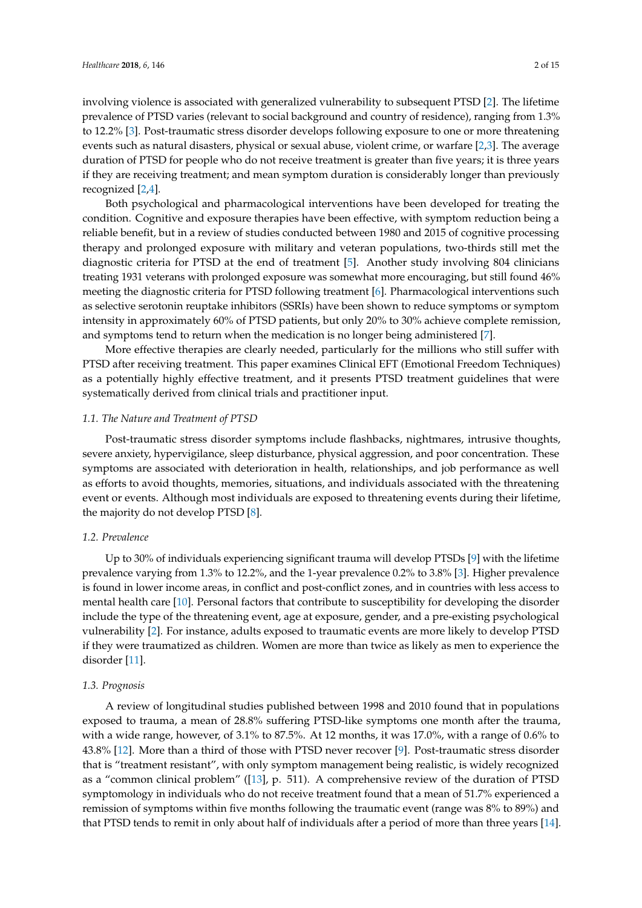involving violence is associated with generalized vulnerability to subsequent PTSD [2]. The lifetime prevalence of PTSD varies (relevant to social background and country of residence), ranging from 1.3% to 12.2% [3]. Post-traumatic stress disorder develops following exposure to one or more threatening events such as natural disasters, physical or sexual abuse, violent crime, or warfare [2,3]. The average duration of PTSD for people who do not receive treatment is greater than five years; it is three years if they are receiving treatment; and mean symptom duration is considerably longer than previously recognized [2,4].

Both psychological and pharmacological interventions have been developed for treating the condition. Cognitive and exposure therapies have been effective, with symptom reduction being a reliable benefit, but in a review of studies conducted between 1980 and 2015 of cognitive processing therapy and prolonged exposure with military and veteran populations, two-thirds still met the diagnostic criteria for PTSD at the end of treatment [5]. Another study involving 804 clinicians treating 1931 veterans with prolonged exposure was somewhat more encouraging, but still found 46% meeting the diagnostic criteria for PTSD following treatment [6]. Pharmacological interventions such as selective serotonin reuptake inhibitors (SSRIs) have been shown to reduce symptoms or symptom intensity in approximately 60% of PTSD patients, but only 20% to 30% achieve complete remission, and symptoms tend to return when the medication is no longer being administered [7].

More effective therapies are clearly needed, particularly for the millions who still suffer with PTSD after receiving treatment. This paper examines Clinical EFT (Emotional Freedom Techniques) as a potentially highly effective treatment, and it presents PTSD treatment guidelines that were systematically derived from clinical trials and practitioner input.

### *1.1. The Nature and Treatment of PTSD*

Post-traumatic stress disorder symptoms include flashbacks, nightmares, intrusive thoughts, severe anxiety, hypervigilance, sleep disturbance, physical aggression, and poor concentration. These symptoms are associated with deterioration in health, relationships, and job performance as well as efforts to avoid thoughts, memories, situations, and individuals associated with the threatening event or events. Although most individuals are exposed to threatening events during their lifetime, the majority do not develop PTSD [8].

### *1.2. Prevalence*

Up to 30% of individuals experiencing significant trauma will develop PTSDs [9] with the lifetime prevalence varying from 1.3% to 12.2%, and the 1-year prevalence 0.2% to 3.8% [3]. Higher prevalence is found in lower income areas, in conflict and post-conflict zones, and in countries with less access to mental health care [10]. Personal factors that contribute to susceptibility for developing the disorder include the type of the threatening event, age at exposure, gender, and a pre-existing psychological vulnerability [2]. For instance, adults exposed to traumatic events are more likely to develop PTSD if they were traumatized as children. Women are more than twice as likely as men to experience the disorder [11].

### *1.3. Prognosis*

A review of longitudinal studies published between 1998 and 2010 found that in populations exposed to trauma, a mean of 28.8% suffering PTSD-like symptoms one month after the trauma, with a wide range, however, of 3.1% to 87.5%. At 12 months, it was 17.0%, with a range of 0.6% to 43.8% [12]. More than a third of those with PTSD never recover [9]. Post-traumatic stress disorder that is "treatment resistant", with only symptom management being realistic, is widely recognized as a "common clinical problem" ([13], p. 511). A comprehensive review of the duration of PTSD symptomology in individuals who do not receive treatment found that a mean of 51.7% experienced a remission of symptoms within five months following the traumatic event (range was 8% to 89%) and that PTSD tends to remit in only about half of individuals after a period of more than three years [14].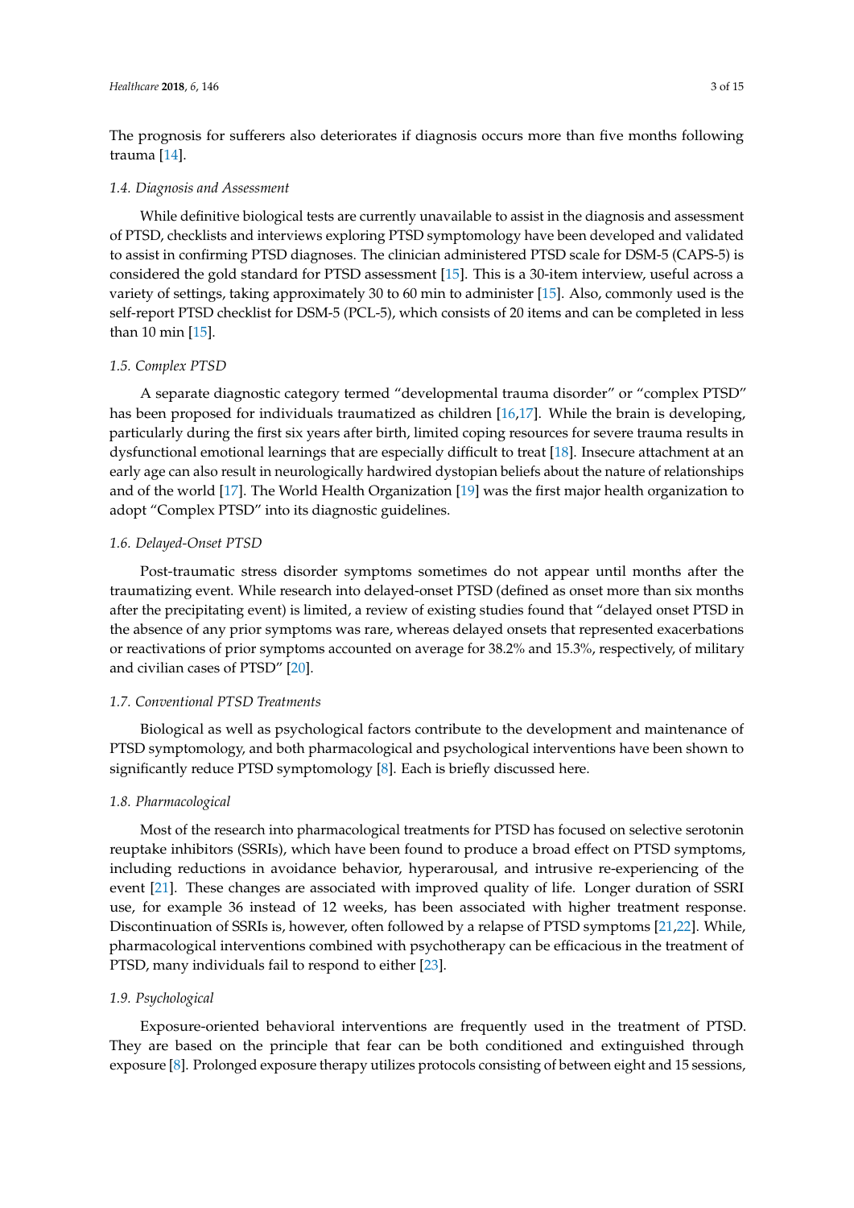The prognosis for sufferers also deteriorates if diagnosis occurs more than five months following trauma [14].

### 1.4. Diagnosis and Assessment

While definitive biological tests are currently unavailable to assist in the diagnosis and assessment of PTSD, checklists and interviews exploring PTSD symptomology have been developed and validated to assist in confirming PTSD diagnoses. The clinician administered PTSD scale for DSM-5 (CAPS-5) is considered the gold standard for PTSD assessment [15]. This is a 30-item interview, useful across a variety of settings, taking approximately 30 to 60 min to administer [15]. Also, commonly used is the self-report PTSD checklist for DSM-5 (PCL-5), which consists of 20 items and can be completed in less than 10 min [15].

### 1.5. Complex PTSD

A separate diagnostic category termed "developmental trauma disorder" or "complex PTSD" has been proposed for individuals traumatized as children [16,17]. While the brain is developing, particularly during the first six years after birth, limited coping resources for severe trauma results in dysfunctional emotional learnings that are especially difficult to treat [18]. Insecure attachment at an early age can also result in neurologically hardwired dystopian beliefs about the nature of relationships and of the world [17]. The World Health Organization [19] was the first major health organization to adopt "Complex PTSD" into its diagnostic guidelines.

### 1.6. Delayed-Onset PTSD

Post-traumatic stress disorder symptoms sometimes do not appear until months after the traumatizing event. While research into delayed-onset PTSD (defined as onset more than six months after the precipitating event) is limited, a review of existing studies found that "delayed onset PTSD in the absence of any prior symptoms was rare, whereas delayed onsets that represented exacerbations or reactivations of prior symptoms accounted on average for 38.2% and 15.3%, respectively, of military and civilian cases of PTSD" [20].

### 1.7. Conventional PTSD Treatments

Biological as well as psychological factors contribute to the development and maintenance of PTSD symptomology, and both pharmacological and psychological interventions have been shown to significantly reduce PTSD symptomology [8]. Each is briefly discussed here.

### 1.8. Pharmacological

Most of the research into pharmacological treatments for PTSD has focused on selective serotonin reuptake inhibitors (SSRIs), which have been found to produce a broad effect on PTSD symptoms, including reductions in avoidance behavior, hyperarousal, and intrusive re-experiencing of the event [21]. These changes are associated with improved quality of life. Longer duration of SSRI use, for example 36 instead of 12 weeks, has been associated with higher treatment response. Discontinuation of SSRIs is, however, often followed by a relapse of PTSD symptoms [21,22]. While, pharmacological interventions combined with psychotherapy can be efficacious in the treatment of PTSD, many individuals fail to respond to either [23].

### 1.9. Psychological

Exposure-oriented behavioral interventions are frequently used in the treatment of PTSD. They are based on the principle that fear can be both conditioned and extinguished through exposure [8]. Prolonged exposure therapy utilizes protocols consisting of between eight and 15 sessions,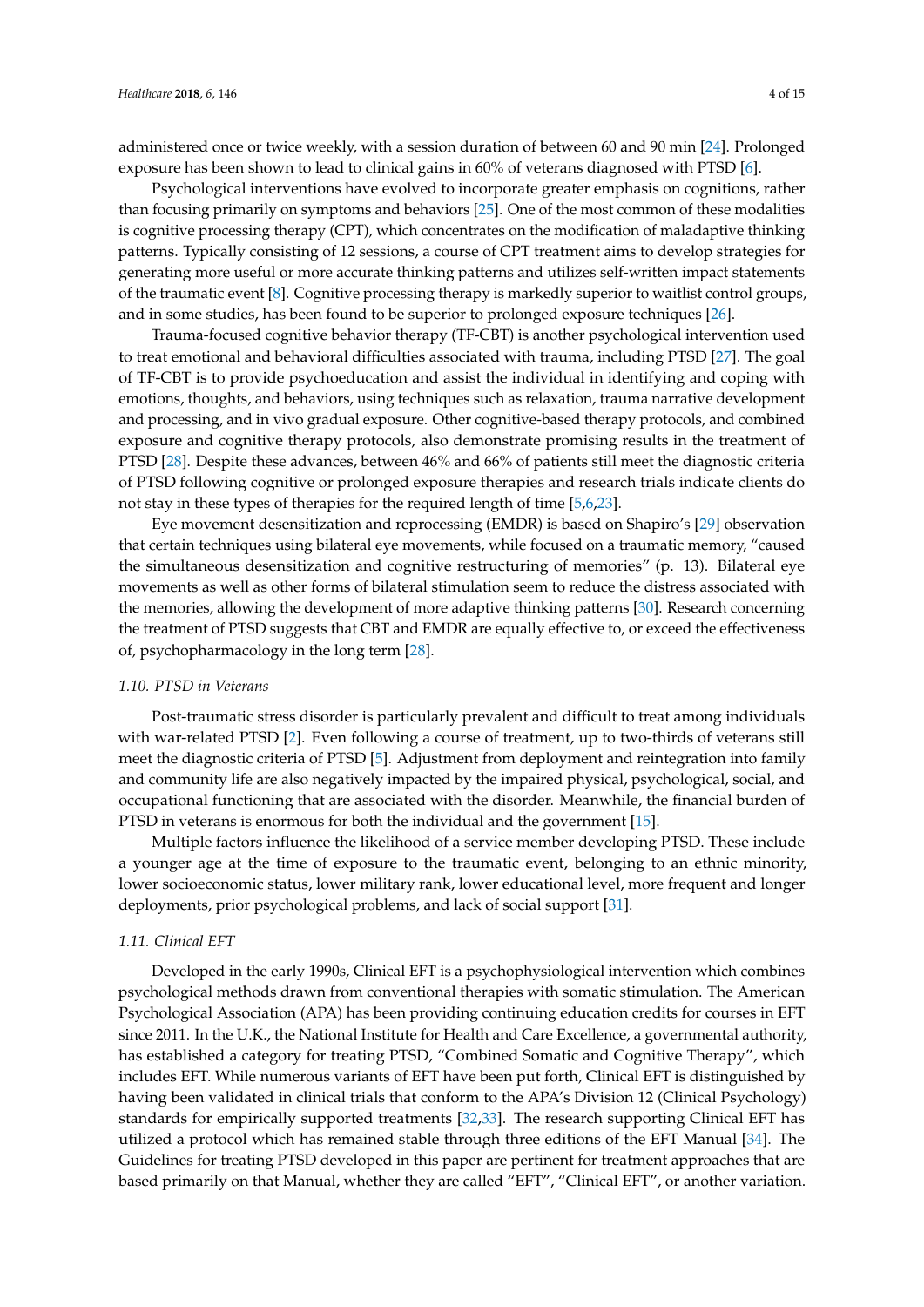administered once or twice weekly, with a session duration of between 60 and 90 min [24]. Prolonged exposure has been shown to lead to clinical gains in 60% of veterans diagnosed with PTSD [6].

Psychological interventions have evolved to incorporate greater emphasis on cognitions, rather than focusing primarily on symptoms and behaviors [25]. One of the most common of these modalities is cognitive processing therapy (CPT), which concentrates on the modification of maladaptive thinking patterns. Typically consisting of 12 sessions, a course of CPT treatment aims to develop strategies for generating more useful or more accurate thinking patterns and utilizes self-written impact statements of the traumatic event [8]. Cognitive processing therapy is markedly superior to waitlist control groups, and in some studies, has been found to be superior to prolonged exposure techniques [26].

Trauma-focused cognitive behavior therapy (TF-CBT) is another psychological intervention used to treat emotional and behavioral difficulties associated with trauma, including PTSD [27]. The goal of TF-CBT is to provide psychoeducation and assist the individual in identifying and coping with emotions, thoughts, and behaviors, using techniques such as relaxation, trauma narrative development and processing, and in vivo gradual exposure. Other cognitive-based therapy protocols, and combined exposure and cognitive therapy protocols, also demonstrate promising results in the treatment of PTSD [28]. Despite these advances, between 46% and 66% of patients still meet the diagnostic criteria of PTSD following cognitive or prolonged exposure therapies and research trials indicate clients do not stay in these types of therapies for the required length of time [5,6,23].

Eye movement desensitization and reprocessing (EMDR) is based on Shapiro's [29] observation that certain techniques using bilateral eye movements, while focused on a traumatic memory, "caused the simultaneous desensitization and cognitive restructuring of memories" (p. 13). Bilateral eye movements as well as other forms of bilateral stimulation seem to reduce the distress associated with the memories, allowing the development of more adaptive thinking patterns [30]. Research concerning the treatment of PTSD suggests that CBT and EMDR are equally effective to, or exceed the effectiveness of, psychopharmacology in the long term [28].

### *1.10. PTSD in Veterans*

Post-traumatic stress disorder is particularly prevalent and difficult to treat among individuals with war-related PTSD [2]. Even following a course of treatment, up to two-thirds of veterans still meet the diagnostic criteria of PTSD [5]. Adjustment from deployment and reintegration into family and community life are also negatively impacted by the impaired physical, psychological, social, and occupational functioning that are associated with the disorder. Meanwhile, the financial burden of PTSD in veterans is enormous for both the individual and the government [15].

Multiple factors influence the likelihood of a service member developing PTSD. These include a younger age at the time of exposure to the traumatic event, belonging to an ethnic minority, lower socioeconomic status, lower military rank, lower educational level, more frequent and longer deployments, prior psychological problems, and lack of social support [31].

### *1.11. Clinical EFT*

Developed in the early 1990s, Clinical EFT is a psychophysiological intervention which combines psychological methods drawn from conventional therapies with somatic stimulation. The American Psychological Association (APA) has been providing continuing education credits for courses in EFT since 2011. In the U.K., the National Institute for Health and Care Excellence, a governmental authority, has established a category for treating PTSD, "Combined Somatic and Cognitive Therapy", which includes EFT. While numerous variants of EFT have been put forth, Clinical EFT is distinguished by having been validated in clinical trials that conform to the APA's Division 12 (Clinical Psychology) standards for empirically supported treatments [32,33]. The research supporting Clinical EFT has utilized a protocol which has remained stable through three editions of the EFT Manual [34]. The Guidelines for treating PTSD developed in this paper are pertinent for treatment approaches that are based primarily on that Manual, whether they are called "EFT", "Clinical EFT", or another variation.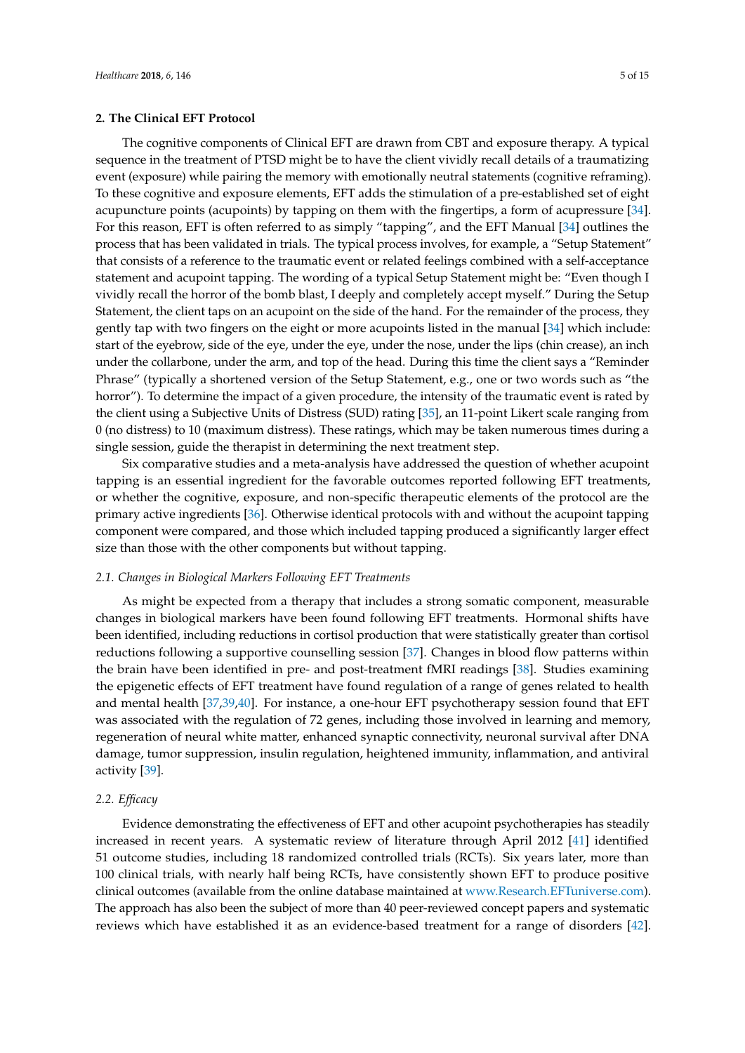## 2. The Clinical EFT Protocol

The cognitive components of Clinical EFT are drawn from CBT and exposure therapy. A typical sequence in the treatment of PTSD might be to have the client vividly recall details of a traumatizing event (exposure) while pairing the memory with emotionally neutral statements (cognitive reframing). To these cognitive and exposure elements, EFT adds the stimulation of a pre-established set of eight acupuncture points (acupoints) by tapping on them with the fingertips, a form of acupressure [34]. For this reason, EFT is often referred to as simply "tapping", and the EFT Manual [34] outlines the process that has been validated in trials. The typical process involves, for example, a "Setup Statement" that consists of a reference to the traumatic event or related feelings combined with a self-acceptance statement and acupoint tapping. The wording of a typical Setup Statement might be: "Even though I vividly recall the horror of the bomb blast, I deeply and completely accept myself." During the Setup Statement, the client taps on an acupoint on the side of the hand. For the remainder of the process, they gently tap with two fingers on the eight or more acupoints listed in the manual [34] which include: start of the eyebrow, side of the eye, under the eye, under the nose, under the lips (chin crease), an inch under the collarbone, under the arm, and top of the head. During this time the client says a "Reminder Phrase" (typically a shortened version of the Setup Statement, e.g., one or two words such as "the horror"). To determine the impact of a given procedure, the intensity of the traumatic event is rated by the client using a Subjective Units of Distress (SUD) rating [35], an 11-point Likert scale ranging from 0 (no distress) to 10 (maximum distress). These ratings, which may be taken numerous times during a single session, guide the therapist in determining the next treatment step.

Six comparative studies and a meta-analysis have addressed the question of whether acupoint tapping is an essential ingredient for the favorable outcomes reported following EFT treatments, or whether the cognitive, exposure, and non-specific therapeutic elements of the protocol are the primary active ingredients [36]. Otherwise identical protocols with and without the acupoint tapping component were compared, and those which included tapping produced a significantly larger effect size than those with the other components but without tapping.

### 2.1. Changes in Biological Markers Following EFT Treatments

As might be expected from a therapy that includes a strong somatic component, measurable changes in biological markers have been found following EFT treatments. Hormonal shifts have been identified, including reductions in cortisol production that were statistically greater than cortisol reductions following a supportive counselling session [37]. Changes in blood flow patterns within the brain have been identified in pre- and post-treatment fMRI readings [38]. Studies examining the epigenetic effects of EFT treatment have found regulation of a range of genes related to health and mental health [37,39,40]. For instance, a one-hour EFT psychotherapy session found that EFT was associated with the regulation of 72 genes, including those involved in learning and memory, regeneration of neural white matter, enhanced synaptic connectivity, neuronal survival after DNA damage, tumor suppression, insulin regulation, heightened immunity, inflammation, and antiviral activity [39].

### 2.2. *Efficacy*

Evidence demonstrating the effectiveness of EFT and other acupoint psychotherapies has steadily increased in recent years. A systematic review of literature through April 2012 [41] identified 51 outcome studies, including 18 randomized controlled trials (RCTs). Six years later, more than 100 clinical trials, with nearly half being RCTs, have consistently shown EFT to produce positive clinical outcomes (available from the online database maintained at www.Research.EFTuniverse.com). The approach has also been the subject of more than 40 peer-reviewed concept papers and systematic reviews which have established it as an evidence-based treatment for a range of disorders [42].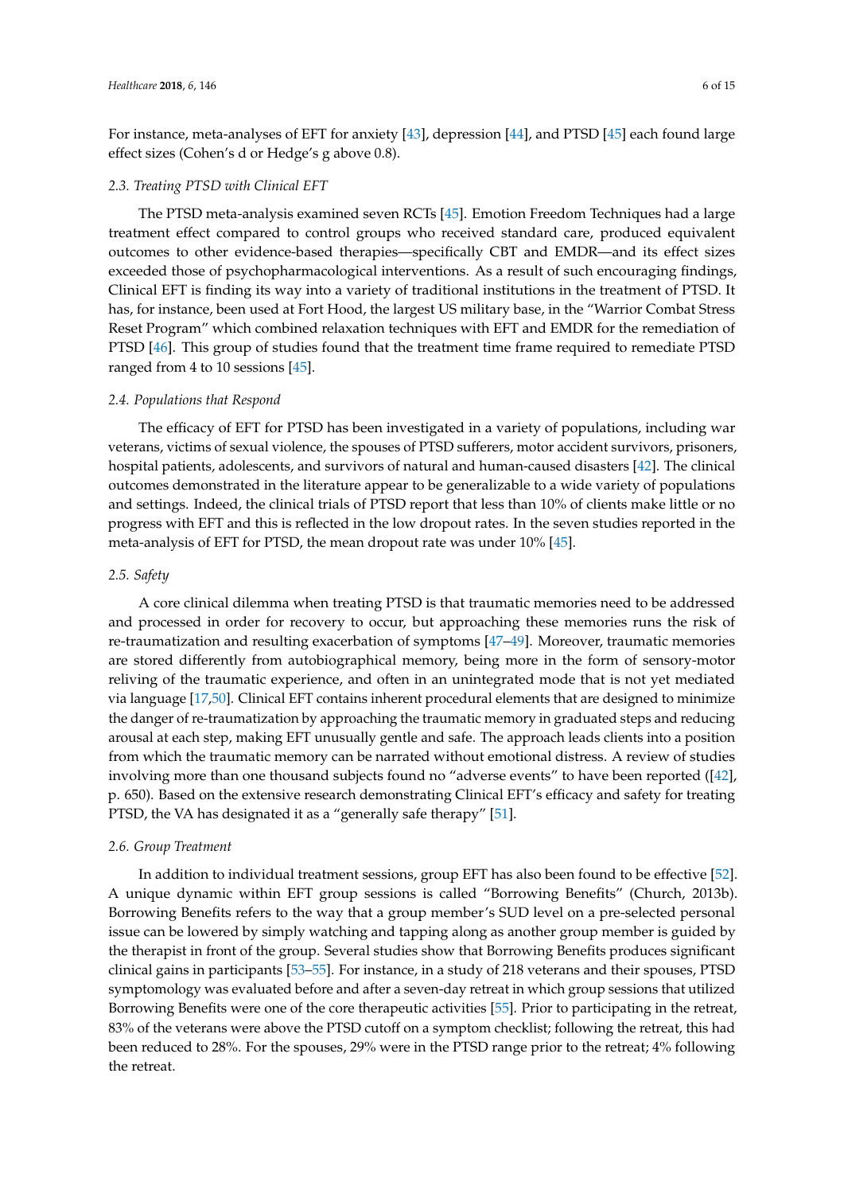For instance, meta-analyses of EFT for anxiety [43], depression [44], and PTSD [45] each found large effect sizes (Cohen's d or Hedge's g above 0.8).

### *2.3. Treating PTSD with Clinical EFT*

The PTSD meta-analysis examined seven RCTs [45]. Emotion Freedom Techniques had a large treatment effect compared to control groups who received standard care, produced equivalent outcomes to other evidence-based therapies—specifically CBT and EMDR—and its effect sizes exceeded those of psychopharmacological interventions. As a result of such encouraging findings, Clinical EFT is finding its way into a variety of traditional institutions in the treatment of PTSD. It has, for instance, been used at Fort Hood, the largest US military base, in the "Warrior Combat Stress Reset Program" which combined relaxation techniques with EFT and EMDR for the remediation of PTSD [46]. This group of studies found that the treatment time frame required to remediate PTSD ranged from 4 to 10 sessions [45].

### *2.4. Populations that Respond*

The efficacy of EFT for PTSD has been investigated in a variety of populations, including war veterans, victims of sexual violence, the spouses of PTSD sufferers, motor accident survivors, prisoners, hospital patients, adolescents, and survivors of natural and human-caused disasters [42]. The clinical outcomes demonstrated in the literature appear to be generalizable to a wide variety of populations and settings. Indeed, the clinical trials of PTSD report that less than 10% of clients make little or no progress with EFT and this is reflected in the low dropout rates. In the seven studies reported in the meta-analysis of EFT for PTSD, the mean dropout rate was under 10% [45].

### *2.5. Safety*

A core clinical dilemma when treating PTSD is that traumatic memories need to be addressed and processed in order for recovery to occur, but approaching these memories runs the risk of re-traumatization and resulting exacerbation of symptoms [47–49]. Moreover, traumatic memories are stored differently from autobiographical memory, being more in the form of sensory-motor reliving of the traumatic experience, and often in an unintegrated mode that is not yet mediated via language [17,50]. Clinical EFT contains inherent procedural elements that are designed to minimize the danger of re-traumatization by approaching the traumatic memory in graduated steps and reducing arousal at each step, making EFT unusually gentle and safe. The approach leads clients into a position from which the traumatic memory can be narrated without emotional distress. A review of studies involving more than one thousand subjects found no "adverse events" to have been reported ([42], p. 650). Based on the extensive research demonstrating Clinical EFT's efficacy and safety for treating PTSD, the VA has designated it as a "generally safe therapy" [51].

### *2.6. Group Treatment*

In addition to individual treatment sessions, group EFT has also been found to be effective [52]. A unique dynamic within EFT group sessions is called "Borrowing Benefits" (Church, 2013b). Borrowing Benefits refers to the way that a group member's SUD level on a pre-selected personal issue can be lowered by simply watching and tapping along as another group member is guided by the therapist in front of the group. Several studies show that Borrowing Benefits produces significant clinical gains in participants [53–55]. For instance, in a study of 218 veterans and their spouses, PTSD symptomology was evaluated before and after a seven-day retreat in which group sessions that utilized Borrowing Benefits were one of the core therapeutic activities [55]. Prior to participating in the retreat, 83% of the veterans were above the PTSD cutoff on a symptom checklist; following the retreat, this had been reduced to 28%. For the spouses, 29% were in the PTSD range prior to the retreat; 4% following the retreat.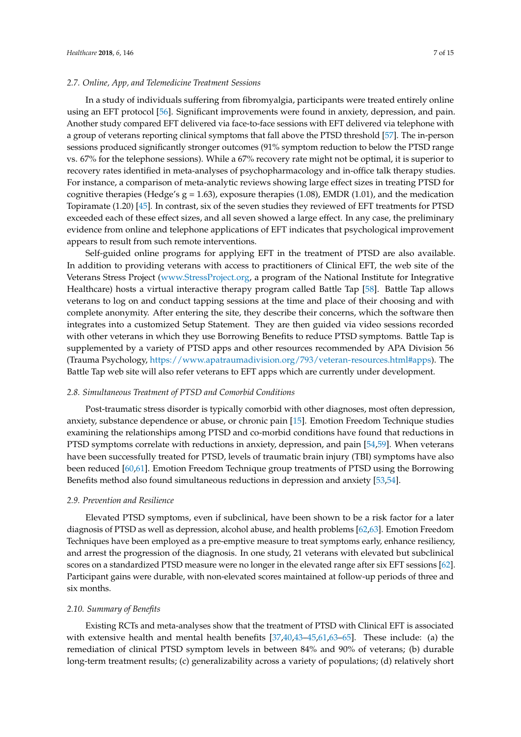### 2.7. Online, App, and Telemedicine Treatment Sessions

In a study of individuals suffering from fibromyalgia, participants were treated entirely online using an EFT protocol [56]. Significant improvements were found in anxiety, depression, and pain. Another study compared EFT delivered via face-to-face sessions with EFT delivered via telephone with a group of veterans reporting clinical symptoms that fall above the PTSD threshold [57]. The in-person sessions produced significantly stronger outcomes (91% symptom reduction to below the PTSD range vs. 67% for the telephone sessions). While a 67% recovery rate might not be optimal, it is superior to recovery rates identified in meta-analyses of psychopharmacology and in-office talk therapy studies. For instance, a comparison of meta-analytic reviews showing large effect sizes in treating PTSD for cognitive therapies (Hedge's $g = 1.63$), exposure therapies (1.08), EMDR (1.01), and the medication Topiramate (1.20) [45]. In contrast, six of the seven studies they reviewed of EFT treatments for PTSD exceeded each of these effect sizes, and all seven showed a large effect. In any case, the preliminary evidence from online and telephone applications of EFT indicates that psychological improvement appears to result from such remote interventions.

Self-guided online programs for applying EFT in the treatment of PTSD are also available. In addition to providing veterans with access to practitioners of Clinical EFT, the web site of the Veterans Stress Project (www.StressProject.org, a program of the National Institute for Integrative Healthcare) hosts a virtual interactive therapy program called Battle Tap [58]. Battle Tap allows veterans to log on and conduct tapping sessions at the time and place of their choosing and with complete anonymity. After entering the site, they describe their concerns, which the software then integrates into a customized Setup Statement. They are then guided via video sessions recorded with other veterans in which they use Borrowing Benefits to reduce PTSD symptoms. Battle Tap is supplemented by a variety of PTSD apps and other resources recommended by APA Division 56 (Trauma Psychology, https://www.apatraumadivision.org/793/veteran-resources.html#apps). The Battle Tap web site will also refer veterans to EFT apps which are currently under development.

### 2.8. Simultaneous Treatment of PTSD and Comorbid Conditions

Post-traumatic stress disorder is typically comorbid with other diagnoses, most often depression, anxiety, substance dependence or abuse, or chronic pain [15]. Emotion Freedom Technique studies examining the relationships among PTSD and co-morbid conditions have found that reductions in PTSD symptoms correlate with reductions in anxiety, depression, and pain [54,59]. When veterans have been successfully treated for PTSD, levels of traumatic brain injury (TBI) symptoms have also been reduced [60,61]. Emotion Freedom Technique group treatments of PTSD using the Borrowing Benefits method also found simultaneous reductions in depression and anxiety [53,54].

### 2.9. Prevention and Resilience

Elevated PTSD symptoms, even if subclinical, have been shown to be a risk factor for a later diagnosis of PTSD as well as depression, alcohol abuse, and health problems [62,63]. Emotion Freedom Techniques have been employed as a pre-emptive measure to treat symptoms early, enhance resiliency, and arrest the progression of the diagnosis. In one study, 21 veterans with elevated but subclinical scores on a standardized PTSD measure were no longer in the elevated range after six EFT sessions [62]. Participant gains were durable, with non-elevated scores maintained at follow-up periods of three and six months.

### 2.10. Summary of Benefits

Existing RCTs and meta-analyses show that the treatment of PTSD with Clinical EFT is associated with extensive health and mental health benefits [37,40,43–45,61,63–65]. These include: (a) the remediation of clinical PTSD symptom levels in between 84% and 90% of veterans; (b) durable long-term treatment results; (c) generalizability across a variety of populations; (d) relatively short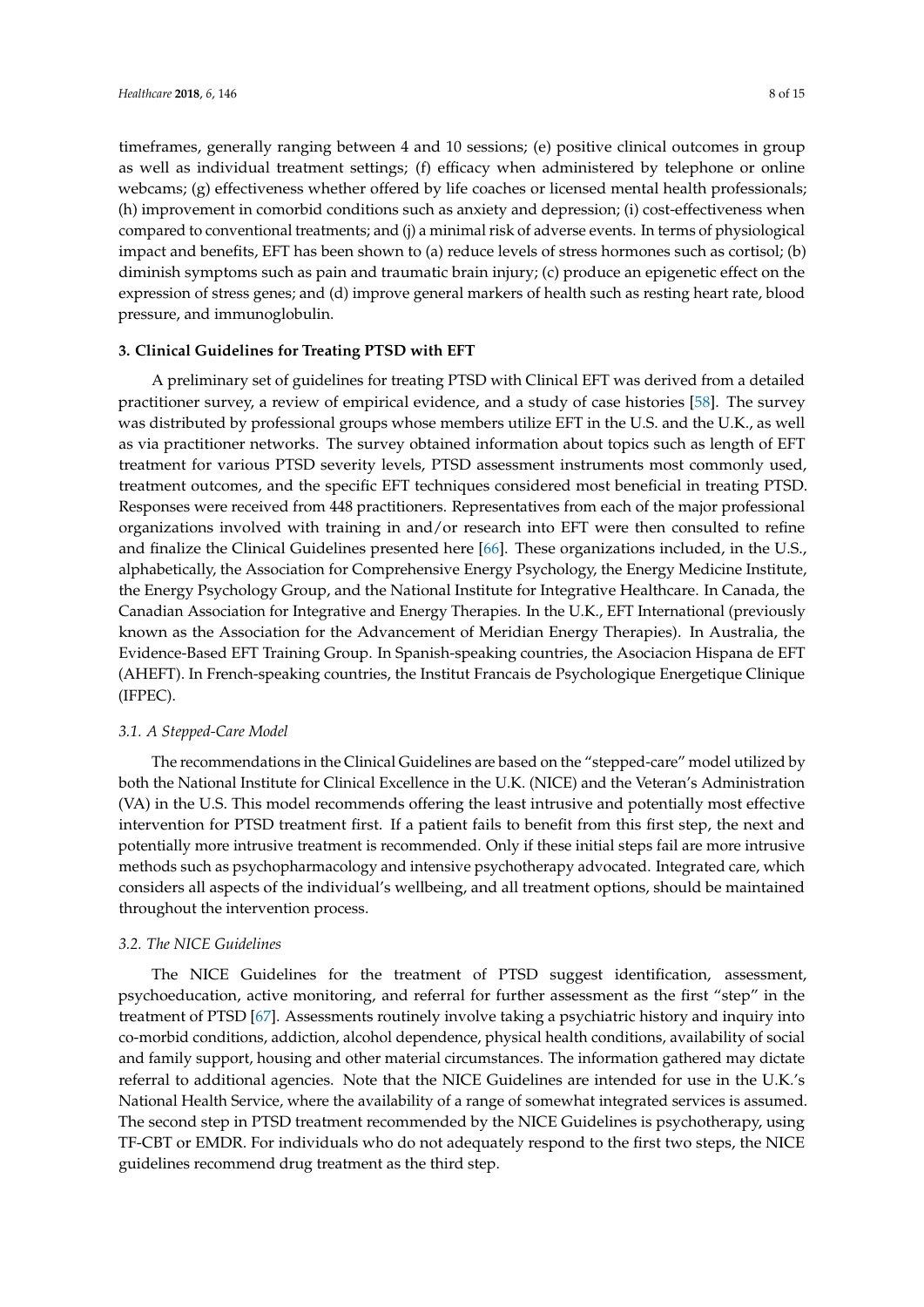timeframes, generally ranging between 4 and 10 sessions; (e) positive clinical outcomes in group as well as individual treatment settings; (f) efficacy when administered by telephone or online webcams; (g) effectiveness whether offered by life coaches or licensed mental health professionals; (h) improvement in comorbid conditions such as anxiety and depression; (i) cost-effectiveness when compared to conventional treatments; and (j) a minimal risk of adverse events. In terms of physiological impact and benefits, EFT has been shown to (a) reduce levels of stress hormones such as cortisol; (b) diminish symptoms such as pain and traumatic brain injury; (c) produce an epigenetic effect on the expression of stress genes; and (d) improve general markers of health such as resting heart rate, blood pressure, and immunoglobulin.

## 3. Clinical Guidelines for Treating PTSD with EFT

A preliminary set of guidelines for treating PTSD with Clinical EFT was derived from a detailed practitioner survey, a review of empirical evidence, and a study of case histories [58]. The survey was distributed by professional groups whose members utilize EFT in the U.S. and the U.K., as well as via practitioner networks. The survey obtained information about topics such as length of EFT treatment for various PTSD severity levels, PTSD assessment instruments most commonly used, treatment outcomes, and the specific EFT techniques considered most beneficial in treating PTSD. Responses were received from 448 practitioners. Representatives from each of the major professional organizations involved with training in and/or research into EFT were then consulted to refine and finalize the Clinical Guidelines presented here [66]. These organizations included, in the U.S., alphabetically, the Association for Comprehensive Energy Psychology, the Energy Medicine Institute, the Energy Psychology Group, and the National Institute for Integrative Healthcare. In Canada, the Canadian Association for Integrative and Energy Therapies. In the U.K., EFT International (previously known as the Association for the Advancement of Meridian Energy Therapies). In Australia, the Evidence-Based EFT Training Group. In Spanish-speaking countries, the Asociacion Hispana de EFT (AHEFT). In French-speaking countries, the Institut Francais de Psychologique Energetique Clinique (IFPEC).

### 3.1. A Stepped-Care Model

The recommendations in the Clinical Guidelines are based on the "stepped-care" model utilized by both the National Institute for Clinical Excellence in the U.K. (NICE) and the Veteran's Administration (VA) in the U.S. This model recommends offering the least intrusive and potentially most effective intervention for PTSD treatment first. If a patient fails to benefit from this first step, the next and potentially more intrusive treatment is recommended. Only if these initial steps fail are more intrusive methods such as psychopharmacology and intensive psychotherapy advocated. Integrated care, which considers all aspects of the individual's wellbeing, and all treatment options, should be maintained throughout the intervention process.

### 3.2. The NICE Guidelines

The NICE Guidelines for the treatment of PTSD suggest identification, assessment, psychoeducation, active monitoring, and referral for further assessment as the first "step" in the treatment of PTSD [67]. Assessments routinely involve taking a psychiatric history and inquiry into co-morbid conditions, addiction, alcohol dependence, physical health conditions, availability of social and family support, housing and other material circumstances. The information gathered may dictate referral to additional agencies. Note that the NICE Guidelines are intended for use in the U.K.'s National Health Service, where the availability of a range of somewhat integrated services is assumed. The second step in PTSD treatment recommended by the NICE Guidelines is psychotherapy, using TF-CBT or EMDR. For individuals who do not adequately respond to the first two steps, the NICE guidelines recommend drug treatment as the third step.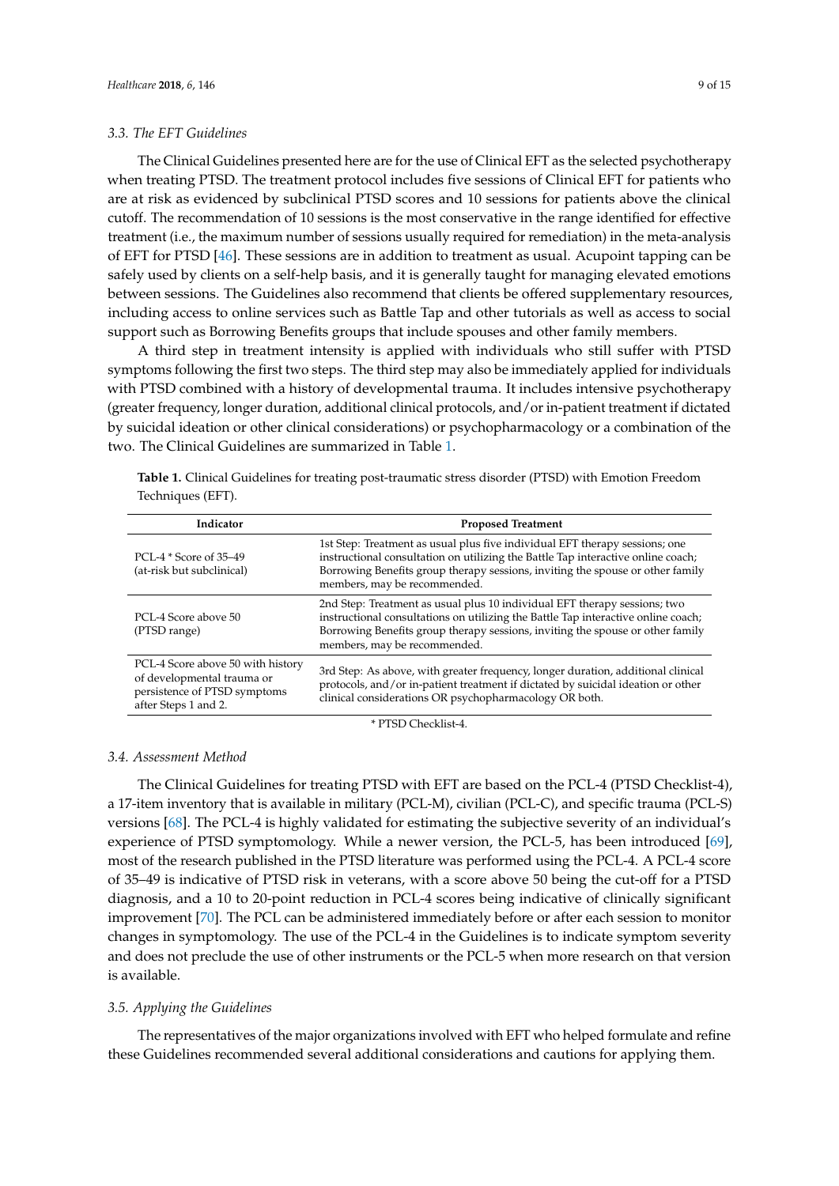### 3.3. The EFT Guidelines

The Clinical Guidelines presented here are for the use of Clinical EFT as the selected psychotherapy when treating PTSD. The treatment protocol includes five sessions of Clinical EFT for patients who are at risk as evidenced by subclinical PTSD scores and 10 sessions for patients above the clinical cutoff. The recommendation of 10 sessions is the most conservative in the range identified for effective treatment (i.e., the maximum number of sessions usually required for remediation) in the meta-analysis of EFT for PTSD [46]. These sessions are in addition to treatment as usual. Acupoint tapping can be safely used by clients on a self-help basis, and it is generally taught for managing elevated emotions between sessions. The Guidelines also recommend that clients be offered supplementary resources, including access to online services such as Battle Tap and other tutorials as well as access to social support such as Borrowing Benefits groups that include spouses and other family members.

A third step in treatment intensity is applied with individuals who still suffer with PTSD symptoms following the first two steps. The third step may also be immediately applied for individuals with PTSD combined with a history of developmental trauma. It includes intensive psychotherapy (greater frequency, longer duration, additional clinical protocols, and/or in-patient treatment if dictated by suicidal ideation or other clinical considerations) or psychopharmacology or a combination of the two. The Clinical Guidelines are summarized in Table 1.

**Table 1.** Clinical Guidelines for treating post-traumatic stress disorder (PTSD) with Emotion Freedom Techniques (EFT).

| Indicator | Proposed Treatment |
|---|---|
| PCL-4 * Score of 35–49 (at-risk but subclinical) | 1st Step: Treatment as usual plus five individual EFT therapy sessions; one instructional consultation on utilizing the Battle Tap interactive online coach; Borrowing Benefits group therapy sessions, inviting the spouse or other family members, may be recommended. |
| PCL-4 Score above 50 (PTSD range) | 2nd Step: Treatment as usual plus 10 individual EFT therapy sessions; two instructional consultations on utilizing the Battle Tap interactive online coach; Borrowing Benefits group therapy sessions, inviting the spouse or other family members, may be recommended. |
| PCL-4 Score above 50 with history of developmental trauma or persistence of PTSD symptoms after Steps 1 and 2. | 3rd Step: As above, with greater frequency, longer duration, additional clinical protocols, and/or in-patient treatment if dictated by suicidal ideation or other clinical considerations OR psychopharmacology OR both. |

* PTSD Checklist-4.

### 3.4. Assessment Method

The Clinical Guidelines for treating PTSD with EFT are based on the PCL-4 (PTSD Checklist-4), a 17-item inventory that is available in military (PCL-M), civilian (PCL-C), and specific trauma (PCL-S) versions [68]. The PCL-4 is highly validated for estimating the subjective severity of an individual's experience of PTSD symptomology. While a newer version, the PCL-5, has been introduced [69], most of the research published in the PTSD literature was performed using the PCL-4. A PCL-4 score of 35–49 is indicative of PTSD risk in veterans, with a score above 50 being the cut-off for a PTSD diagnosis, and a 10 to 20-point reduction in PCL-4 scores being indicative of clinically significant improvement [70]. The PCL can be administered immediately before or after each session to monitor changes in symptomology. The use of the PCL-4 in the Guidelines is to indicate symptom severity and does not preclude the use of other instruments or the PCL-5 when more research on that version is available.

### 3.5. Applying the Guidelines

The representatives of the major organizations involved with EFT who helped formulate and refine these Guidelines recommended several additional considerations and cautions for applying them.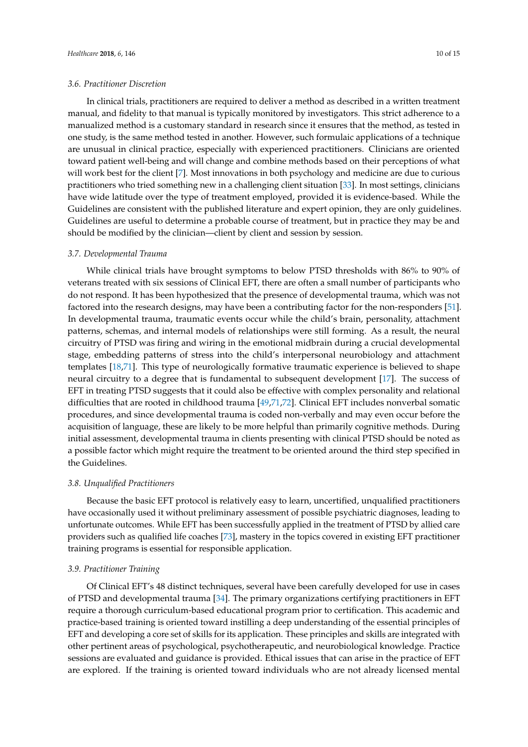### 3.6. Practitioner Discretion

In clinical trials, practitioners are required to deliver a method as described in a written treatment manual, and fidelity to that manual is typically monitored by investigators. This strict adherence to a manualized method is a customary standard in research since it ensures that the method, as tested in one study, is the same method tested in another. However, such formulaic applications of a technique are unusual in clinical practice, especially with experienced practitioners. Clinicians are oriented toward patient well-being and will change and combine methods based on their perceptions of what will work best for the client [7]. Most innovations in both psychology and medicine are due to curious practitioners who tried something new in a challenging client situation [33]. In most settings, clinicians have wide latitude over the type of treatment employed, provided it is evidence-based. While the Guidelines are consistent with the published literature and expert opinion, they are only guidelines. Guidelines are useful to determine a probable course of treatment, but in practice they may be and should be modified by the clinician—client by client and session by session.

### 3.7. Developmental Trauma

While clinical trials have brought symptoms to below PTSD thresholds with 86% to 90% of veterans treated with six sessions of Clinical EFT, there are often a small number of participants who do not respond. It has been hypothesized that the presence of developmental trauma, which was not factored into the research designs, may have been a contributing factor for the non-responders [51]. In developmental trauma, traumatic events occur while the child's brain, personality, attachment patterns, schemas, and internal models of relationships were still forming. As a result, the neural circuitry of PTSD was firing and wiring in the emotional midbrain during a crucial developmental stage, embedding patterns of stress into the child's interpersonal neurobiology and attachment templates [18,71]. This type of neurologically formative traumatic experience is believed to shape neural circuitry to a degree that is fundamental to subsequent development [17]. The success of EFT in treating PTSD suggests that it could also be effective with complex personality and relational difficulties that are rooted in childhood trauma [49,71,72]. Clinical EFT includes nonverbal somatic procedures, and since developmental trauma is coded non-verbally and may even occur before the acquisition of language, these are likely to be more helpful than primarily cognitive methods. During initial assessment, developmental trauma in clients presenting with clinical PTSD should be noted as a possible factor which might require the treatment to be oriented around the third step specified in the Guidelines.

### 3.8. Unqualified Practitioners

Because the basic EFT protocol is relatively easy to learn, uncertified, unqualified practitioners have occasionally used it without preliminary assessment of possible psychiatric diagnoses, leading to unfortunate outcomes. While EFT has been successfully applied in the treatment of PTSD by allied care providers such as qualified life coaches [73], mastery in the topics covered in existing EFT practitioner training programs is essential for responsible application.

### 3.9. Practitioner Training

Of Clinical EFT's 48 distinct techniques, several have been carefully developed for use in cases of PTSD and developmental trauma [34]. The primary organizations certifying practitioners in EFT require a thorough curriculum-based educational program prior to certification. This academic and practice-based training is oriented toward instilling a deep understanding of the essential principles of EFT and developing a core set of skills for its application. These principles and skills are integrated with other pertinent areas of psychological, psychotherapeutic, and neurobiological knowledge. Practice sessions are evaluated and guidance is provided. Ethical issues that can arise in the practice of EFT are explored. If the training is oriented toward individuals who are not already licensed mental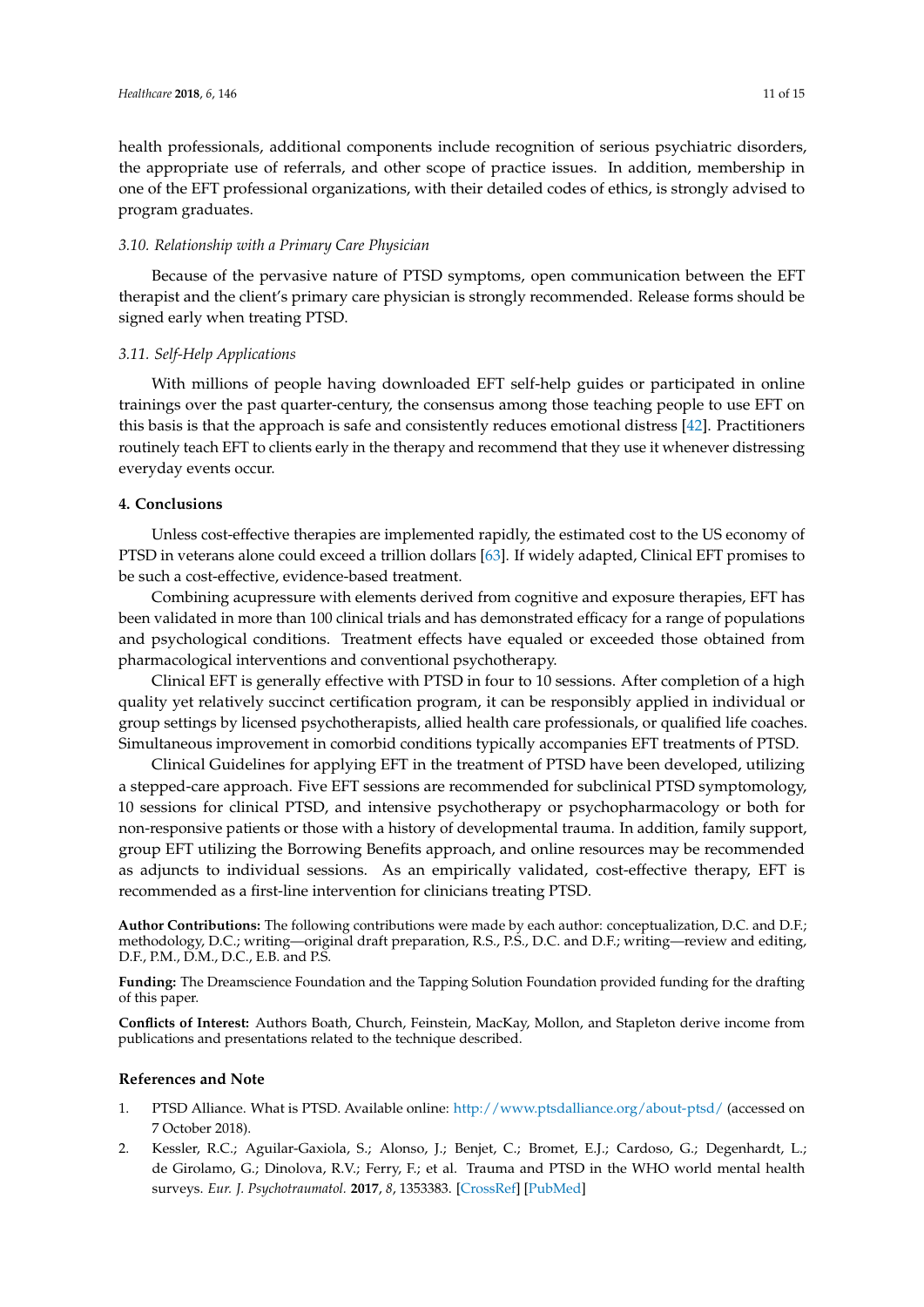health professionals, additional components include recognition of serious psychiatric disorders, the appropriate use of referrals, and other scope of practice issues. In addition, membership in one of the EFT professional organizations, with their detailed codes of ethics, is strongly advised to program graduates.

### 3.10. Relationship with a Primary Care Physician

Because of the pervasive nature of PTSD symptoms, open communication between the EFT therapist and the client's primary care physician is strongly recommended. Release forms should be signed early when treating PTSD.

### 3.11. Self-Help Applications

With millions of people having downloaded EFT self-help guides or participated in online trainings over the past quarter-century, the consensus among those teaching people to use EFT on this basis is that the approach is safe and consistently reduces emotional distress [42]. Practitioners routinely teach EFT to clients early in the therapy and recommend that they use it whenever distressing everyday events occur.

## 4. Conclusions

Unless cost-effective therapies are implemented rapidly, the estimated cost to the US economy of PTSD in veterans alone could exceed a trillion dollars [63]. If widely adapted, Clinical EFT promises to be such a cost-effective, evidence-based treatment.

Combining acupressure with elements derived from cognitive and exposure therapies, EFT has been validated in more than 100 clinical trials and has demonstrated efficacy for a range of populations and psychological conditions. Treatment effects have equaled or exceeded those obtained from pharmacological interventions and conventional psychotherapy.

Clinical EFT is generally effective with PTSD in four to 10 sessions. After completion of a high quality yet relatively succinct certification program, it can be responsibly applied in individual or group settings by licensed psychotherapists, allied health care professionals, or qualified life coaches. Simultaneous improvement in comorbid conditions typically accompanies EFT treatments of PTSD.

Clinical Guidelines for applying EFT in the treatment of PTSD have been developed, utilizing a stepped-care approach. Five EFT sessions are recommended for subclinical PTSD symptomology, 10 sessions for clinical PTSD, and intensive psychotherapy or psychopharmacology or both for non-responsive patients or those with a history of developmental trauma. In addition, family support, group EFT utilizing the Borrowing Benefits approach, and online resources may be recommended as adjuncts to individual sessions. As an empirically validated, cost-effective therapy, EFT is recommended as a first-line intervention for clinicians treating PTSD.

**Author Contributions:** The following contributions were made by each author: conceptualization, D.C. and D.F.; methodology, D.C.; writing—original draft preparation, R.S., P.S., D.C. and D.F.; writing—review and editing, D.F., P.M., D.M., D.C., E.B. and P.S.

**Funding:** The Dreamscience Foundation and the Tapping Solution Foundation provided funding for the drafting of this paper.

**Conflicts of Interest:** Authors Boath, Church, Feinstein, MacKay, Mollon, and Stapleton derive income from publications and presentations related to the technique described.

## References and Note

1. PTSD Alliance. What is PTSD. Available online: http://www.ptsdalliance.org/about-ptsd/ (accessed on 7 October 2018).
2. Kessler, R.C.; Aguilar-Gaxiola, S.; Alonso, J.; Benjet, C.; Bromet, E.J.; Cardoso, G.; Degenhardt, L.; de Girolamo, G.; Dinolova, R.V.; Ferry, F.; et al. Trauma and PTSD in the WHO world mental health surveys. *Eur. J. Psychotraumatol.* **2017**, *8*, 1353383. [CrossRef] [PubMed]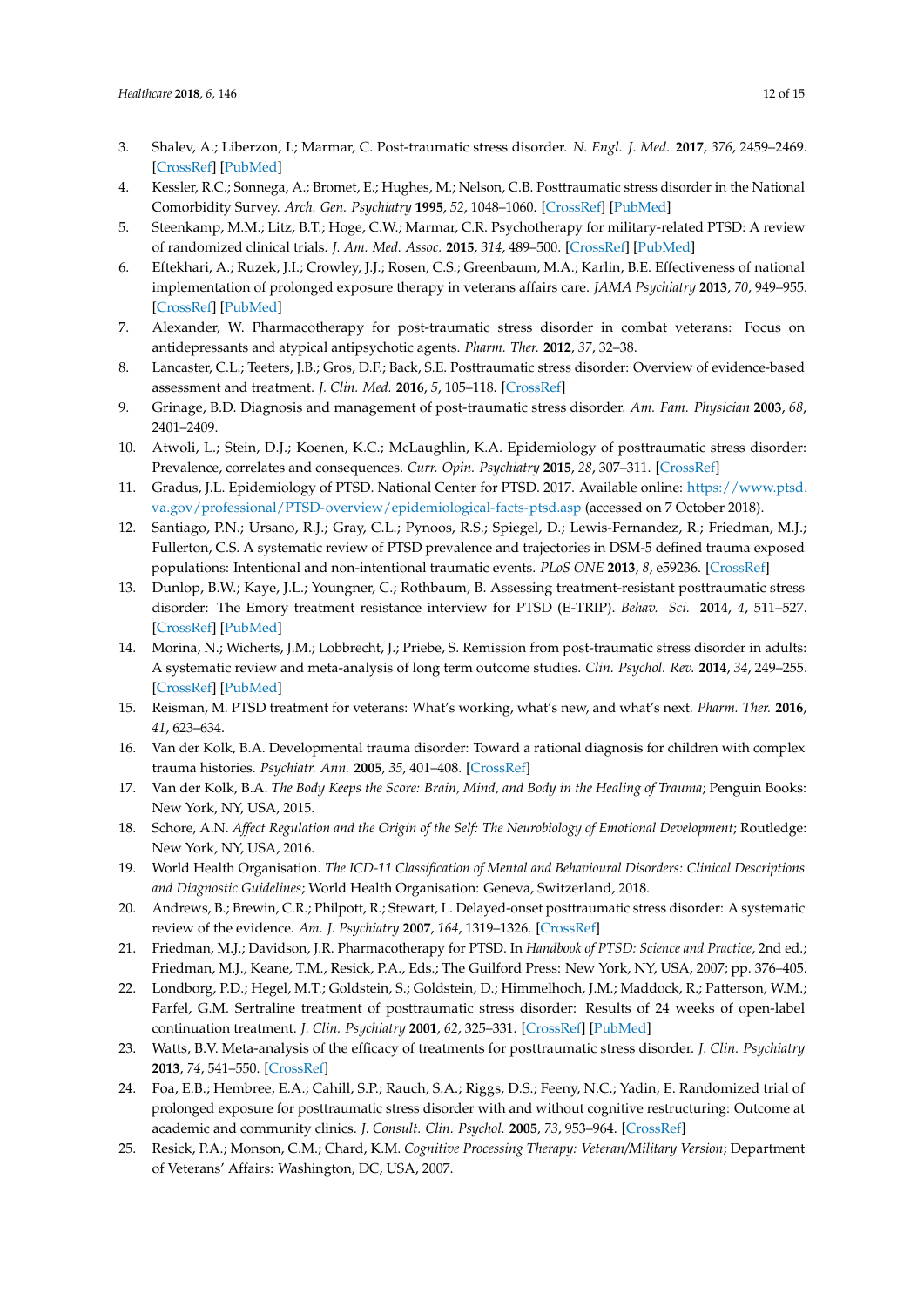3. Shalev, A.; Liberzon, I.; Marmar, C. Post-traumatic stress disorder. *N. Engl. J. Med.* **2017**, *376*, 2459–2469. [CrossRef] [PubMed]
4. Kessler, R.C.; Sonnega, A.; Bromet, E.; Hughes, M.; Nelson, C.B. Posttraumatic stress disorder in the National Comorbidity Survey. *Arch. Gen. Psychiatry* **1995**, *52*, 1048–1060. [CrossRef] [PubMed]
5. Steenkamp, M.M.; Litz, B.T.; Hoge, C.W.; Marmar, C.R. Psychotherapy for military-related PTSD: A review of randomized clinical trials. *J. Am. Med. Assoc.* **2015**, *314*, 489–500. [CrossRef] [PubMed]
6. Eftekhari, A.; Ruzek, J.I.; Crowley, J.J.; Rosen, C.S.; Greenbaum, M.A.; Karlin, B.E. Effectiveness of national implementation of prolonged exposure therapy in veterans affairs care. *JAMA Psychiatry* **2013**, *70*, 949–955. [CrossRef] [PubMed]
7. Alexander, W. Pharmacotherapy for post-traumatic stress disorder in combat veterans: Focus on antidepressants and atypical antipsychotic agents. *Pharm. Ther.* **2012**, *37*, 32–38.
8. Lancaster, C.L.; Teeters, J.B.; Gros, D.F.; Back, S.E. Posttraumatic stress disorder: Overview of evidence-based assessment and treatment. *J. Clin. Med.* **2016**, *5*, 105–118. [CrossRef]
9. Grinage, B.D. Diagnosis and management of post-traumatic stress disorder. *Am. Fam. Physician* **2003**, *68*, 2401–2409.
10. Atwoli, L.; Stein, D.J.; Koenen, K.C.; McLaughlin, K.A. Epidemiology of posttraumatic stress disorder: Prevalence, correlates and consequences. *Curr. Opin. Psychiatry* **2015**, *28*, 307–311. [CrossRef]
11. Gradus, J.L. Epidemiology of PTSD. National Center for PTSD. 2017. Available online: https://www.ptsd.va.gov/professional/PTSD-overview/epidemiological-facts-ptsd.asp (accessed on 7 October 2018).
12. Santiago, P.N.; Ursano, R.J.; Gray, C.L.; Pynoos, R.S.; Spiegel, D.; Lewis-Fernandez, R.; Friedman, M.J.; Fullerton, C.S. A systematic review of PTSD prevalence and trajectories in DSM-5 defined trauma exposed populations: Intentional and non-intentional traumatic events. *PLoS ONE* **2013**, *8*, e59236. [CrossRef]
13. Dunlop, B.W.; Kaye, J.L.; Youngner, C.; Rothbaum, B. Assessing treatment-resistant posttraumatic stress disorder: The Emory treatment resistance interview for PTSD (E-TRIP). *Behav. Sci.* **2014**, *4*, 511–527. [CrossRef] [PubMed]
14. Morina, N.; Wicherts, J.M.; Lobbrecht, J.; Priebe, S. Remission from post-traumatic stress disorder in adults: A systematic review and meta-analysis of long term outcome studies. *Clin. Psychol. Rev.* **2014**, *34*, 249–255. [CrossRef] [PubMed]
15. Reisman, M. PTSD treatment for veterans: What's working, what's new, and what's next. *Pharm. Ther.* **2016**, *41*, 623–634.
16. Van der Kolk, B.A. Developmental trauma disorder: Toward a rational diagnosis for children with complex trauma histories. *Psychiatr. Ann.* **2005**, *35*, 401–408. [CrossRef]
17. Van der Kolk, B.A. *The Body Keeps the Score: Brain, Mind, and Body in the Healing of Trauma*; Penguin Books: New York, NY, USA, 2015.
18. Schore, A.N. *Affect Regulation and the Origin of the Self: The Neurobiology of Emotional Development*; Routledge: New York, NY, USA, 2016.
19. World Health Organisation. *The ICD-11 Classification of Mental and Behavioural Disorders: Clinical Descriptions and Diagnostic Guidelines*; World Health Organisation: Geneva, Switzerland, 2018.
20. Andrews, B.; Brewin, C.R.; Philpott, R.; Stewart, L. Delayed-onset posttraumatic stress disorder: A systematic review of the evidence. *Am. J. Psychiatry* **2007**, *164*, 1319–1326. [CrossRef]
21. Friedman, M.J.; Davidson, J.R. Pharmacotherapy for PTSD. In *Handbook of PTSD: Science and Practice*, 2nd ed.; Friedman, M.J., Keane, T.M., Resick, P.A., Eds.; The Guilford Press: New York, NY, USA, 2007; pp. 376–405.
22. Londborg, P.D.; Hegel, M.T.; Goldstein, S.; Goldstein, D.; Himmelhoch, J.M.; Maddock, R.; Patterson, W.M.; Farfel, G.M. Sertraline treatment of posttraumatic stress disorder: Results of 24 weeks of open-label continuation treatment. *J. Clin. Psychiatry* **2001**, *62*, 325–331. [CrossRef] [PubMed]
23. Watts, B.V. Meta-analysis of the efficacy of treatments for posttraumatic stress disorder. *J. Clin. Psychiatry* **2013**, *74*, 541–550. [CrossRef]
24. Foa, E.B.; Hembree, E.A.; Cahill, S.P.; Rauch, S.A.; Riggs, D.S.; Feeny, N.C.; Yadin, E. Randomized trial of prolonged exposure for posttraumatic stress disorder with and without cognitive restructuring: Outcome at academic and community clinics. *J. Consult. Clin. Psychol.* **2005**, *73*, 953–964. [CrossRef]
25. Resick, P.A.; Monson, C.M.; Chard, K.M. *Cognitive Processing Therapy: Veteran/Military Version*; Department of Veterans' Affairs: Washington, DC, USA, 2007.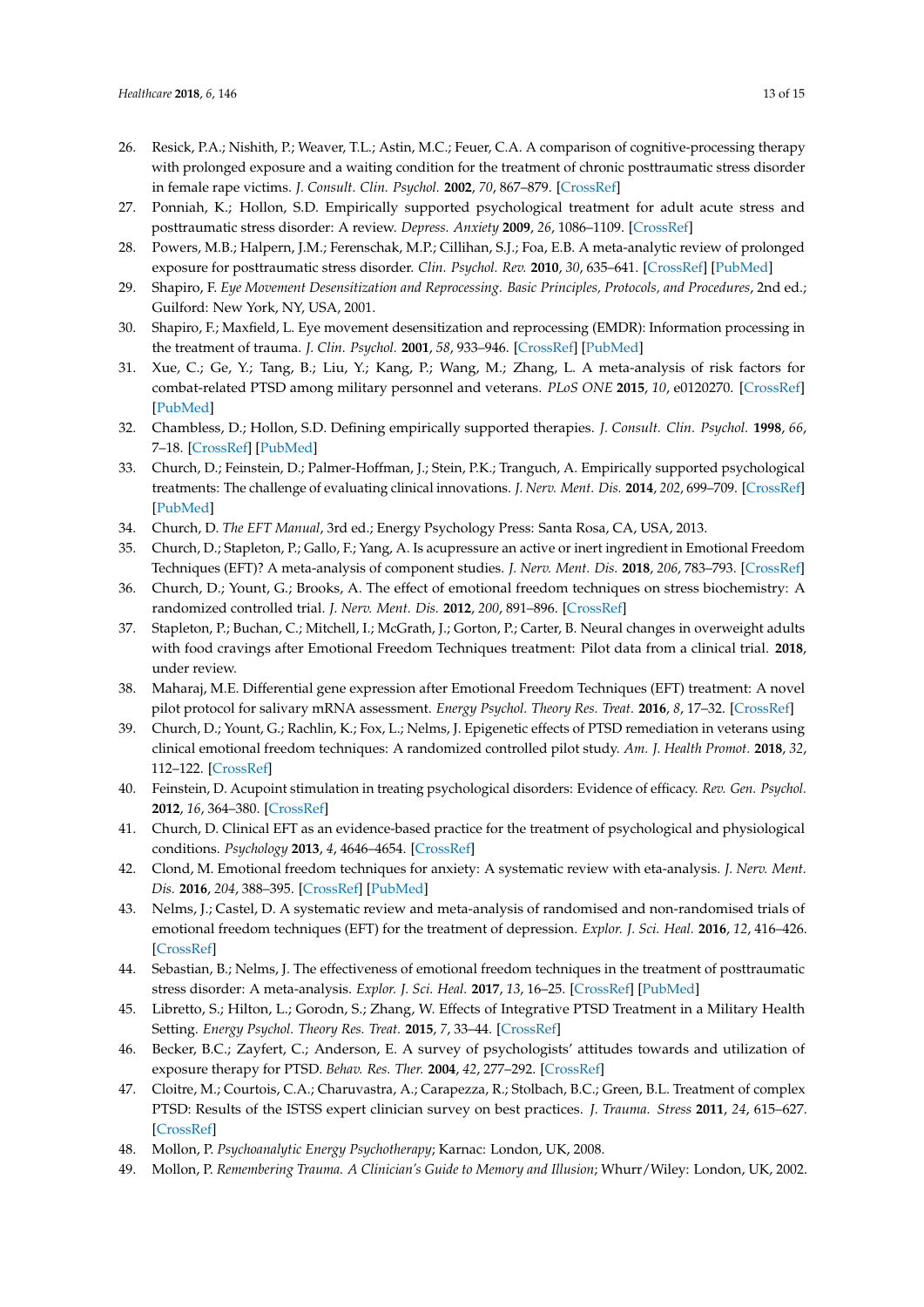26. Resick, P.A.; Nishith, P.; Weaver, T.L.; Astin, M.C.; Feuer, C.A. A comparison of cognitive-processing therapy with prolonged exposure and a waiting condition for the treatment of chronic posttraumatic stress disorder in female rape victims. *J. Consult. Clin. Psychol.* **2002**, *70*, 867–879. [CrossRef]
27. Ponniah, K.; Hollon, S.D. Empirically supported psychological treatment for adult acute stress and posttraumatic stress disorder: A review. *Depress. Anxiety* **2009**, *26*, 1086–1109. [CrossRef]
28. Powers, M.B.; Halpern, J.M.; Ferenschak, M.P.; Cillihan, S.J.; Foa, E.B. A meta-analytic review of prolonged exposure for posttraumatic stress disorder. *Clin. Psychol. Rev.* **2010**, *30*, 635–641. [CrossRef] [PubMed]
29. Shapiro, F. *Eye Movement Desensitization and Reprocessing. Basic Principles, Protocols, and Procedures*, 2nd ed.; Guilford: New York, NY, USA, 2001.
30. Shapiro, F.; Maxfield, L. Eye movement desensitization and reprocessing (EMDR): Information processing in the treatment of trauma. *J. Clin. Psychol.* **2001**, *58*, 933–946. [CrossRef] [PubMed]
31. Xue, C.; Ge, Y.; Tang, B.; Liu, Y.; Kang, P.; Wang, M.; Zhang, L. A meta-analysis of risk factors for combat-related PTSD among military personnel and veterans. *PLoS ONE* **2015**, *10*, e0120270. [CrossRef] [PubMed]
32. Chambless, D.; Hollon, S.D. Defining empirically supported therapies. *J. Consult. Clin. Psychol.* **1998**, *66*, 7–18. [CrossRef] [PubMed]
33. Church, D.; Feinstein, D.; Palmer-Hoffman, J.; Stein, P.K.; Tranguch, A. Empirically supported psychological treatments: The challenge of evaluating clinical innovations. *J. Nerv. Ment. Dis.* **2014**, *202*, 699–709. [CrossRef] [PubMed]
34. Church, D. *The EFT Manual*, 3rd ed.; Energy Psychology Press: Santa Rosa, CA, USA, 2013.
35. Church, D.; Stapleton, P.; Gallo, F.; Yang, A. Is acupressure an active or inert ingredient in Emotional Freedom Techniques (EFT)? A meta-analysis of component studies. *J. Nerv. Ment. Dis.* **2018**, *206*, 783–793. [CrossRef]
36. Church, D.; Yount, G.; Brooks, A. The effect of emotional freedom techniques on stress biochemistry: A randomized controlled trial. *J. Nerv. Ment. Dis.* **2012**, *200*, 891–896. [CrossRef]
37. Stapleton, P.; Buchan, C.; Mitchell, I.; McGrath, J.; Gorton, P.; Carter, B. Neural changes in overweight adults with food cravings after Emotional Freedom Techniques treatment: Pilot data from a clinical trial. **2018**, under review.
38. Maharaj, M.E. Differential gene expression after Emotional Freedom Techniques (EFT) treatment: A novel pilot protocol for salivary mRNA assessment. *Energy Psychol. Theory Res. Treat.* **2016**, *8*, 17–32. [CrossRef]
39. Church, D.; Yount, G.; Rachlin, K.; Fox, L.; Nelms, J. Epigenetic effects of PTSD remediation in veterans using clinical emotional freedom techniques: A randomized controlled pilot study. *Am. J. Health Promot.* **2018**, *32*, 112–122. [CrossRef]
40. Feinstein, D. Acupoint stimulation in treating psychological disorders: Evidence of efficacy. *Rev. Gen. Psychol.* **2012**, *16*, 364–380. [CrossRef]
41. Church, D. Clinical EFT as an evidence-based practice for the treatment of psychological and physiological conditions. *Psychology* **2013**, *4*, 4646–4654. [CrossRef]
42. Clond, M. Emotional freedom techniques for anxiety: A systematic review with eta-analysis. *J. Nerv. Ment. Dis.* **2016**, *204*, 388–395. [CrossRef] [PubMed]
43. Nelms, J.; Castel, D. A systematic review and meta-analysis of randomised and non-randomised trials of emotional freedom techniques (EFT) for the treatment of depression. *Explor. J. Sci. Heal.* **2016**, *12*, 416–426. [CrossRef]
44. Sebastian, B.; Nelms, J. The effectiveness of emotional freedom techniques in the treatment of posttraumatic stress disorder: A meta-analysis. *Explor. J. Sci. Heal.* **2017**, *13*, 16–25. [CrossRef] [PubMed]
45. Libretto, S.; Hilton, L.; Gorodn, S.; Zhang, W. Effects of Integrative PTSD Treatment in a Military Health Setting. *Energy Psychol. Theory Res. Treat.* **2015**, *7*, 33–44. [CrossRef]
46. Becker, B.C.; Zayfert, C.; Anderson, E. A survey of psychologists' attitudes towards and utilization of exposure therapy for PTSD. *Behav. Res. Ther.* **2004**, *42*, 277–292. [CrossRef]
47. Cloitre, M.; Courtois, C.A.; Charuvastra, A.; Carapezza, R.; Stolbach, B.C.; Green, B.L. Treatment of complex PTSD: Results of the ISTSS expert clinician survey on best practices. *J. Trauma. Stress* **2011**, *24*, 615–627. [CrossRef]
48. Mollon, P. *Psychoanalytic Energy Psychotherapy*; Karnac: London, UK, 2008.
49. Mollon, P. *Remembering Trauma. A Clinician's Guide to Memory and Illusion*; Whurr/Wiley: London, UK, 2002.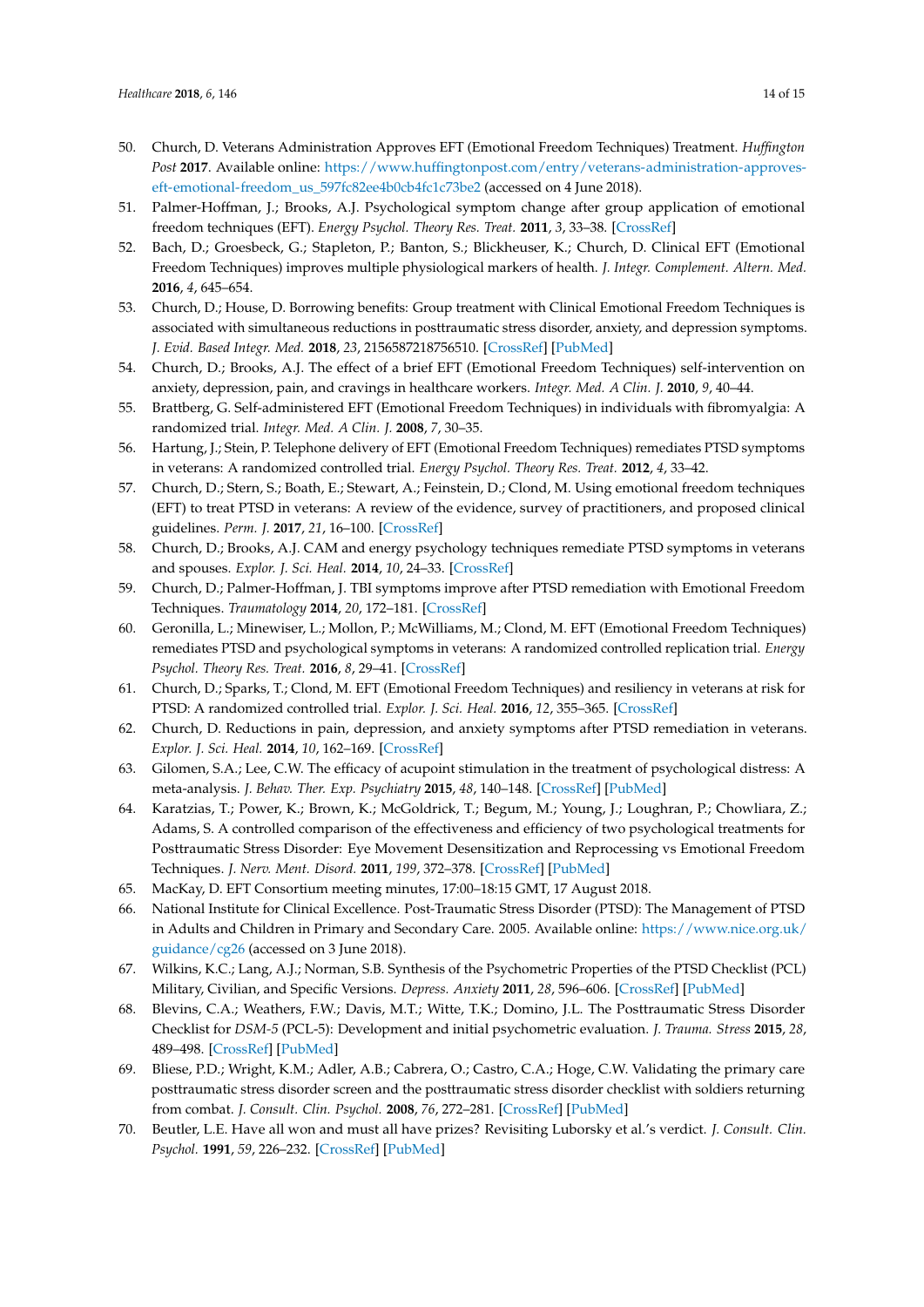50. Church, D. Veterans Administration Approves EFT (Emotional Freedom Techniques) Treatment. *Huffington Post* **2017**. Available online: https://www.huffingtonpost.com/entry/veterans-administration-approves-eft-emotional-freedom_us_597fc82ee4b0cb4fc1c73be2 (accessed on 4 June 2018).
51. Palmer-Hoffman, J.; Brooks, A.J. Psychological symptom change after group application of emotional freedom techniques (EFT). *Energy Psychol. Theory Res. Treat.* **2011**, *3*, 33–38. [CrossRef]
52. Bach, D.; Groesbeck, G.; Stapleton, P.; Banton, S.; Blickheuser, K.; Church, D. Clinical EFT (Emotional Freedom Techniques) improves multiple physiological markers of health. *J. Integr. Complement. Altern. Med.* **2016**, *4*, 645–654.
53. Church, D.; House, D. Borrowing benefits: Group treatment with Clinical Emotional Freedom Techniques is associated with simultaneous reductions in posttraumatic stress disorder, anxiety, and depression symptoms. *J. Evid. Based Integr. Med.* **2018**, *23*, 2156587218756510. [CrossRef] [PubMed]
54. Church, D.; Brooks, A.J. The effect of a brief EFT (Emotional Freedom Techniques) self-intervention on anxiety, depression, pain, and cravings in healthcare workers. *Integr. Med. A Clin. J.* **2010**, *9*, 40–44.
55. Brattberg, G. Self-administered EFT (Emotional Freedom Techniques) in individuals with fibromyalgia: A randomized trial. *Integr. Med. A Clin. J.* **2008**, *7*, 30–35.
56. Hartung, J.; Stein, P. Telephone delivery of EFT (Emotional Freedom Techniques) remediates PTSD symptoms in veterans: A randomized controlled trial. *Energy Psychol. Theory Res. Treat.* **2012**, *4*, 33–42.
57. Church, D.; Stern, S.; Boath, E.; Stewart, A.; Feinstein, D.; Clond, M. Using emotional freedom techniques (EFT) to treat PTSD in veterans: A review of the evidence, survey of practitioners, and proposed clinical guidelines. *Perm. J.* **2017**, *21*, 16–100. [CrossRef]
58. Church, D.; Brooks, A.J. CAM and energy psychology techniques remediate PTSD symptoms in veterans and spouses. *Explor. J. Sci. Heal.* **2014**, *10*, 24–33. [CrossRef]
59. Church, D.; Palmer-Hoffman, J. TBI symptoms improve after PTSD remediation with Emotional Freedom Techniques. *Traumatology* **2014**, *20*, 172–181. [CrossRef]
60. Geronilla, L.; Minewiser, L.; Mollon, P.; McWilliams, M.; Clond, M. EFT (Emotional Freedom Techniques) remediates PTSD and psychological symptoms in veterans: A randomized controlled replication trial. *Energy Psychol. Theory Res. Treat.* **2016**, *8*, 29–41. [CrossRef]
61. Church, D.; Sparks, T.; Clond, M. EFT (Emotional Freedom Techniques) and resiliency in veterans at risk for PTSD: A randomized controlled trial. *Explor. J. Sci. Heal.* **2016**, *12*, 355–365. [CrossRef]
62. Church, D. Reductions in pain, depression, and anxiety symptoms after PTSD remediation in veterans. *Explor. J. Sci. Heal.* **2014**, *10*, 162–169. [CrossRef]
63. Gilomen, S.A.; Lee, C.W. The efficacy of acupoint stimulation in the treatment of psychological distress: A meta-analysis. *J. Behav. Ther. Exp. Psychiatry* **2015**, *48*, 140–148. [CrossRef] [PubMed]
64. Karatzias, T.; Power, K.; Brown, K.; McGoldrick, T.; Begum, M.; Young, J.; Loughran, P.; Chowliara, Z.; Adams, S. A controlled comparison of the effectiveness and efficiency of two psychological treatments for Posttraumatic Stress Disorder: Eye Movement Desensitization and Reprocessing vs Emotional Freedom Techniques. *J. Nerv. Ment. Disord.* **2011**, *199*, 372–378. [CrossRef] [PubMed]
65. MacKay, D. EFT Consortium meeting minutes, 17:00–18:15 GMT, 17 August 2018.
66. National Institute for Clinical Excellence. Post-Traumatic Stress Disorder (PTSD): The Management of PTSD in Adults and Children in Primary and Secondary Care. 2005. Available online: https://www.nice.org.uk/guidance/cg26 (accessed on 3 June 2018).
67. Wilkins, K.C.; Lang, A.J.; Norman, S.B. Synthesis of the Psychometric Properties of the PTSD Checklist (PCL) Military, Civilian, and Specific Versions. *Depress. Anxiety* **2011**, *28*, 596–606. [CrossRef] [PubMed]
68. Blevins, C.A.; Weathers, F.W.; Davis, M.T.; Witte, T.K.; Domino, J.L. The Posttraumatic Stress Disorder Checklist for *DSM-5* (PCL-5): Development and initial psychometric evaluation. *J. Trauma. Stress* **2015**, *28*, 489–498. [CrossRef] [PubMed]
69. Bliese, P.D.; Wright, K.M.; Adler, A.B.; Cabrera, O.; Castro, C.A.; Hoge, C.W. Validating the primary care posttraumatic stress disorder screen and the posttraumatic stress disorder checklist with soldiers returning from combat. *J. Consult. Clin. Psychol.* **2008**, *76*, 272–281. [CrossRef] [PubMed]
70. Beutler, L.E. Have all won and must all have prizes? Revisiting Luborsky et al.'s verdict. *J. Consult. Clin. Psychol.* **1991**, *59*, 226–232. [CrossRef] [PubMed]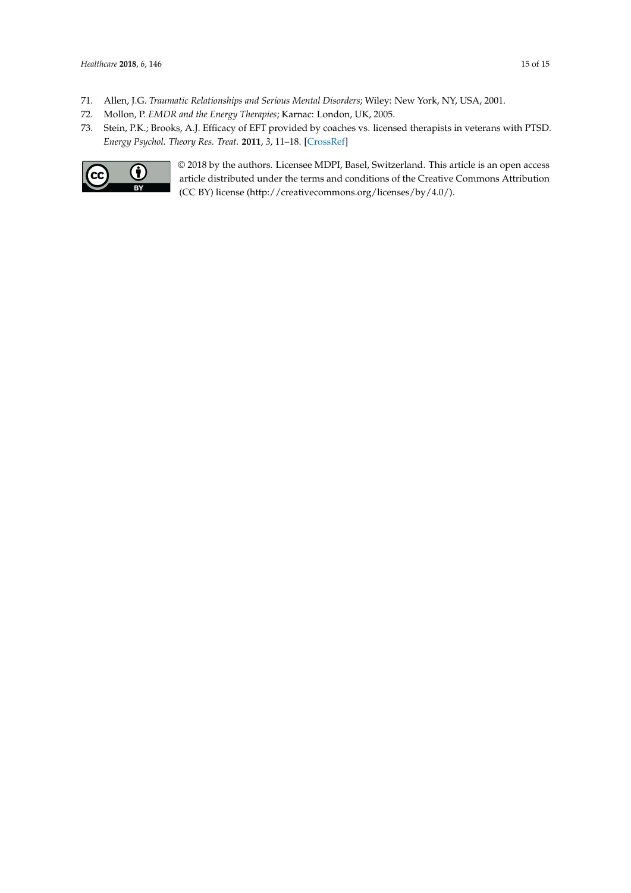71. Allen, J.G. *Traumatic Relationships and Serious Mental Disorders*; Wiley: New York, NY, USA, 2001.
72. Mollon, P. *EMDR and the Energy Therapies*; Karnac: London, UK, 2005.
73. Stein, P.K.; Brooks, A.J. Efficacy of EFT provided by coaches vs. licensed therapists in veterans with PTSD. *Energy Psychol. Theory Res. Treat.* **2011**, *3*, 11–18. [CrossRef]

© 2018 by the authors. Licensee MDPI, Basel, Switzerland. This article is an open access article distributed under the terms and conditions of the Creative Commons Attribution (CC BY) license (http://creativecommons.org/licenses/by/4.0/).